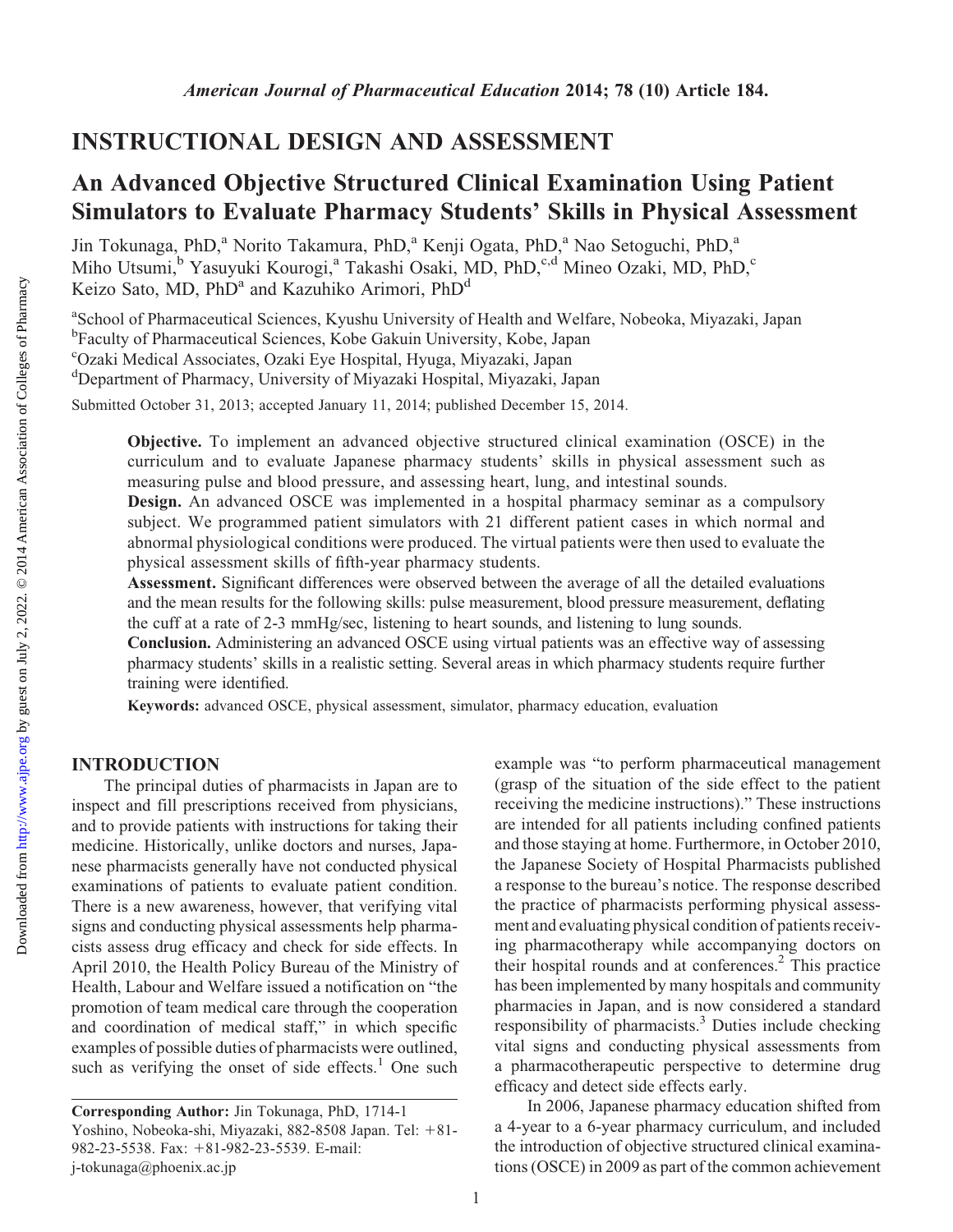INSTRUCTIONAL DESIGN AND ASSESSMENT

# An Advanced Objective Structured Clinical Examination Using Patient Simulators to Evaluate Pharmacy Students' Skills in Physical Assessment

Jin Tokunaga, PhD,[a] Norito Takamura, PhD,[a] Kenji Ogata, PhD,[a] Nao Setoguchi, PhD,[a] Miho Utsumi,[b] Yasuyuki Kourogi,[a] Takashi Osaki, MD, PhD,[c,d] Mineo Ozaki, MD, PhD,[c] Keizo Sato, MD, PhD[a] and Kazuhiko Arimori, PhD[d]

[a]School of Pharmaceutical Sciences, Kyushu University of Health and Welfare, Nobeoka, Miyazaki, Japan
[b]Faculty of Pharmaceutical Sciences, Kobe Gakuin University, Kobe, Japan
[c]Ozaki Medical Associates, Ozaki Eye Hospital, Hyuga, Miyazaki, Japan
[d]Department of Pharmacy, University of Miyazaki Hospital, Miyazaki, Japan

Submitted October 31, 2013; accepted January 11, 2014; published December 15, 2014.

**Objective.** To implement an advanced objective structured clinical examination (OSCE) in the curriculum and to evaluate Japanese pharmacy students' skills in physical assessment such as measuring pulse and blood pressure, and assessing heart, lung, and intestinal sounds.

**Design.** An advanced OSCE was implemented in a hospital pharmacy seminar as a compulsory subject. We programmed patient simulators with 21 different patient cases in which normal and abnormal physiological conditions were produced. The virtual patients were then used to evaluate the physical assessment skills of fifth-year pharmacy students.

**Assessment.** Significant differences were observed between the average of all the detailed evaluations and the mean results for the following skills: pulse measurement, blood pressure measurement, deflating the cuff at a rate of 2-3 mmHg/sec, listening to heart sounds, and listening to lung sounds.

**Conclusion.** Administering an advanced OSCE using virtual patients was an effective way of assessing pharmacy students' skills in a realistic setting. Several areas in which pharmacy students require further training were identified.

**Keywords:** advanced OSCE, physical assessment, simulator, pharmacy education, evaluation

## INTRODUCTION

The principal duties of pharmacists in Japan are to inspect and fill prescriptions received from physicians, and to provide patients with instructions for taking their medicine. Historically, unlike doctors and nurses, Japanese pharmacists generally have not conducted physical examinations of patients to evaluate patient condition. There is a new awareness, however, that verifying vital signs and conducting physical assessments help pharmacists assess drug efficacy and check for side effects. In April 2010, the Health Policy Bureau of the Ministry of Health, Labour and Welfare issued a notification on "the promotion of team medical care through the cooperation and coordination of medical staff," in which specific examples of possible duties of pharmacists were outlined, such as verifying the onset of side effects.[1] One such example was "to perform pharmaceutical management (grasp of the situation of the side effect to the patient receiving the medicine instructions)." These instructions are intended for all patients including confined patients and those staying at home. Furthermore, in October 2010, the Japanese Society of Hospital Pharmacists published a response to the bureau's notice. The response described the practice of pharmacists performing physical assessment and evaluating physical condition of patients receiving pharmacotherapy while accompanying doctors on their hospital rounds and at conferences.[2] This practice has been implemented by many hospitals and community pharmacies in Japan, and is now considered a standard responsibility of pharmacists.[3] Duties include checking vital signs and conducting physical assessments from a pharmacotherapeutic perspective to determine drug efficacy and detect side effects early.

In 2006, Japanese pharmacy education shifted from a 4-year to a 6-year pharmacy curriculum, and included the introduction of objective structured clinical examinations (OSCE) in 2009 as part of the common achievement

**Corresponding Author:** Jin Tokunaga, PhD, 1714-1 Yoshino, Nobeoka-shi, Miyazaki, 882-8508 Japan. Tel: +81-982-23-5538. Fax: +81-982-23-5539. E-mail: j-tokunaga@phoenix.ac.jp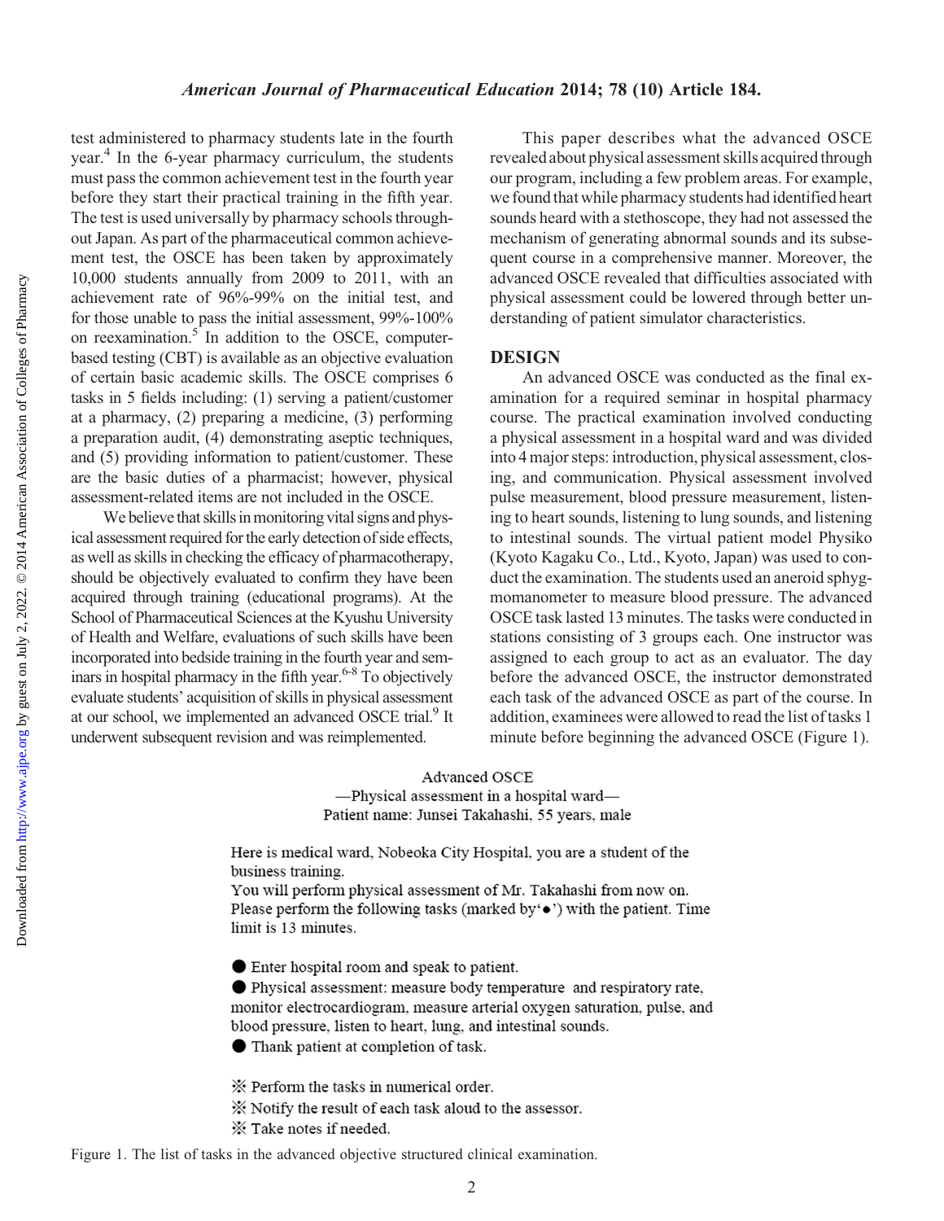test administered to pharmacy students late in the fourth year.[4] In the 6-year pharmacy curriculum, the students must pass the common achievement test in the fourth year before they start their practical training in the fifth year. The test is used universally by pharmacy schools throughout Japan. As part of the pharmaceutical common achievement test, the OSCE has been taken by approximately 10,000 students annually from 2009 to 2011, with an achievement rate of 96%-99% on the initial test, and for those unable to pass the initial assessment, 99%-100% on reexamination.[5] In addition to the OSCE, computer-based testing (CBT) is available as an objective evaluation of certain basic academic skills. The OSCE comprises 6 tasks in 5 fields including: (1) serving a patient/customer at a pharmacy, (2) preparing a medicine, (3) performing a preparation audit, (4) demonstrating aseptic techniques, and (5) providing information to patient/customer. These are the basic duties of a pharmacist; however, physical assessment-related items are not included in the OSCE.

We believe that skills in monitoring vital signs and physical assessment required for the early detection of side effects, as well as skills in checking the efficacy of pharmacotherapy, should be objectively evaluated to confirm they have been acquired through training (educational programs). At the School of Pharmaceutical Sciences at the Kyushu University of Health and Welfare, evaluations of such skills have been incorporated into bedside training in the fourth year and seminars in hospital pharmacy in the fifth year.[6-8] To objectively evaluate students' acquisition of skills in physical assessment at our school, we implemented an advanced OSCE trial.[9] It underwent subsequent revision and was reimplemented.

This paper describes what the advanced OSCE revealed about physical assessment skills acquired through our program, including a few problem areas. For example, we found that while pharmacy students had identified heart sounds heard with a stethoscope, they had not assessed the mechanism of generating abnormal sounds and its subsequent course in a comprehensive manner. Moreover, the advanced OSCE revealed that difficulties associated with physical assessment could be lowered through better understanding of patient simulator characteristics.

## DESIGN

An advanced OSCE was conducted as the final examination for a required seminar in hospital pharmacy course. The practical examination involved conducting a physical assessment in a hospital ward and was divided into 4 major steps: introduction, physical assessment, closing, and communication. Physical assessment involved pulse measurement, blood pressure measurement, listening to heart sounds, listening to lung sounds, and listening to intestinal sounds. The virtual patient model Physiko (Kyoto Kagaku Co., Ltd., Kyoto, Japan) was used to conduct the examination. The students used an aneroid sphygmomanometer to measure blood pressure. The advanced OSCE task lasted 13 minutes. The tasks were conducted in stations consisting of 3 groups each. One instructor was assigned to each group to act as an evaluator. The day before the advanced OSCE, the instructor demonstrated each task of the advanced OSCE as part of the course. In addition, examinees were allowed to read the list of tasks 1 minute before beginning the advanced OSCE (Figure 1).

Advanced OSCE
—Physical assessment in a hospital ward—
Patient name: Junsei Takahashi, 55 years, male

Here is medical ward, Nobeoka City Hospital, you are a student of the business training.
You will perform physical assessment of Mr. Takahashi from now on.
Please perform the following tasks (marked by'●') with the patient. Time limit is 13 minutes.

● Enter hospital room and speak to patient.
● Physical assessment: measure body temperature and respiratory rate, monitor electrocardiogram, measure arterial oxygen saturation, pulse, and blood pressure, listen to heart, lung, and intestinal sounds.
● Thank patient at completion of task.

※ Perform the tasks in numerical order.
※ Notify the result of each task aloud to the assessor.
※ Take notes if needed.

Figure 1. The list of tasks in the advanced objective structured clinical examination.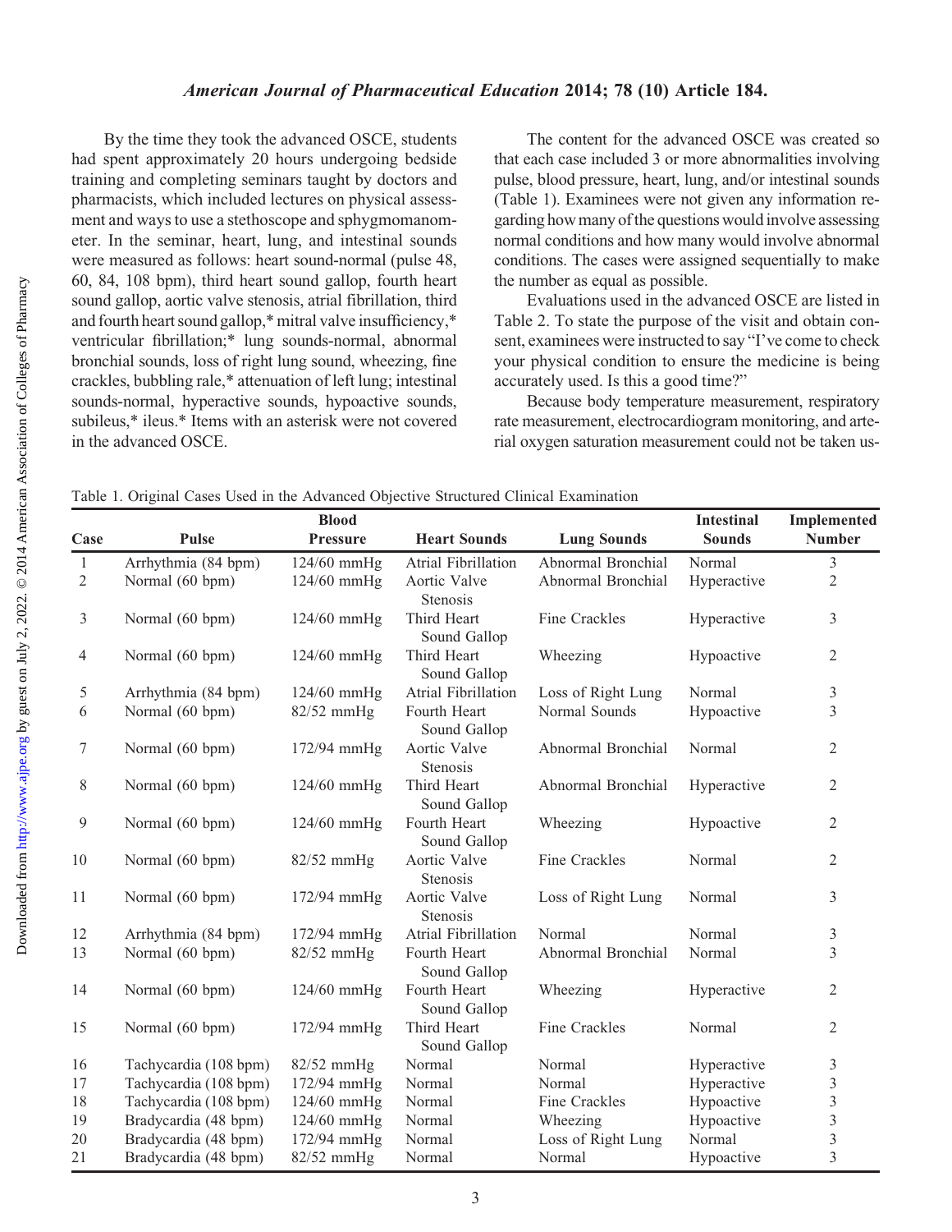By the time they took the advanced OSCE, students had spent approximately 20 hours undergoing bedside training and completing seminars taught by doctors and pharmacists, which included lectures on physical assessment and ways to use a stethoscope and sphygmomanometer. In the seminar, heart, lung, and intestinal sounds were measured as follows: heart sound-normal (pulse 48, 60, 84, 108 bpm), third heart sound gallop, fourth heart sound gallop, aortic valve stenosis, atrial fibrillation, third and fourth heart sound gallop,* mitral valve insufficiency,* ventricular fibrillation;* lung sounds-normal, abnormal bronchial sounds, loss of right lung sound, wheezing, fine crackles, bubbling rale,* attenuation of left lung; intestinal sounds-normal, hyperactive sounds, hypoactive sounds, subileus,* ileus.* Items with an asterisk were not covered in the advanced OSCE.

The content for the advanced OSCE was created so that each case included 3 or more abnormalities involving pulse, blood pressure, heart, lung, and/or intestinal sounds (Table 1). Examinees were not given any information regarding how many of the questions would involve assessing normal conditions and how many would involve abnormal conditions. The cases were assigned sequentially to make the number as equal as possible.

Evaluations used in the advanced OSCE are listed in Table 2. To state the purpose of the visit and obtain consent, examinees were instructed to say "I've come to check your physical condition to ensure the medicine is being accurately used. Is this a good time?"

Because body temperature measurement, respiratory rate measurement, electrocardiogram monitoring, and arterial oxygen saturation measurement could not be taken us-

Table 1. Original Cases Used in the Advanced Objective Structured Clinical Examination

| Case | Pulse | Blood Pressure | Heart Sounds | Lung Sounds | Intestinal Sounds | Implemented Number |
|---|---|---|---|---|---|---|
| 1 | Arrhythmia (84 bpm) | 124/60 mmHg | Atrial Fibrillation | Abnormal Bronchial | Normal | 3 |
| 2 | Normal (60 bpm) | 124/60 mmHg | Aortic Valve Stenosis | Abnormal Bronchial | Hyperactive | 2 |
| 3 | Normal (60 bpm) | 124/60 mmHg | Third Heart Sound Gallop | Fine Crackles | Hyperactive | 3 |
| 4 | Normal (60 bpm) | 124/60 mmHg | Third Heart Sound Gallop | Wheezing | Hypoactive | 2 |
| 5 | Arrhythmia (84 bpm) | 124/60 mmHg | Atrial Fibrillation | Loss of Right Lung | Normal | 3 |
| 6 | Normal (60 bpm) | 82/52 mmHg | Fourth Heart Sound Gallop | Normal Sounds | Hypoactive | 3 |
| 7 | Normal (60 bpm) | 172/94 mmHg | Aortic Valve Stenosis | Abnormal Bronchial | Normal | 2 |
| 8 | Normal (60 bpm) | 124/60 mmHg | Third Heart Sound Gallop | Abnormal Bronchial | Hyperactive | 2 |
| 9 | Normal (60 bpm) | 124/60 mmHg | Fourth Heart Sound Gallop | Wheezing | Hypoactive | 2 |
| 10 | Normal (60 bpm) | 82/52 mmHg | Aortic Valve Stenosis | Fine Crackles | Normal | 2 |
| 11 | Normal (60 bpm) | 172/94 mmHg | Aortic Valve Stenosis | Loss of Right Lung | Normal | 3 |
| 12 | Arrhythmia (84 bpm) | 172/94 mmHg | Atrial Fibrillation | Normal | Normal | 3 |
| 13 | Normal (60 bpm) | 82/52 mmHg | Fourth Heart Sound Gallop | Abnormal Bronchial | Normal | 3 |
| 14 | Normal (60 bpm) | 124/60 mmHg | Fourth Heart Sound Gallop | Wheezing | Hyperactive | 2 |
| 15 | Normal (60 bpm) | 172/94 mmHg | Third Heart Sound Gallop | Fine Crackles | Normal | 2 |
| 16 | Tachycardia (108 bpm) | 82/52 mmHg | Normal | Normal | Hyperactive | 3 |
| 17 | Tachycardia (108 bpm) | 172/94 mmHg | Normal | Normal | Hyperactive | 3 |
| 18 | Tachycardia (108 bpm) | 124/60 mmHg | Normal | Fine Crackles | Hypoactive | 3 |
| 19 | Bradycardia (48 bpm) | 124/60 mmHg | Normal | Wheezing | Hypoactive | 3 |
| 20 | Bradycardia (48 bpm) | 172/94 mmHg | Normal | Loss of Right Lung | Normal | 3 |
| 21 | Bradycardia (48 bpm) | 82/52 mmHg | Normal | Normal | Hypoactive | 3 |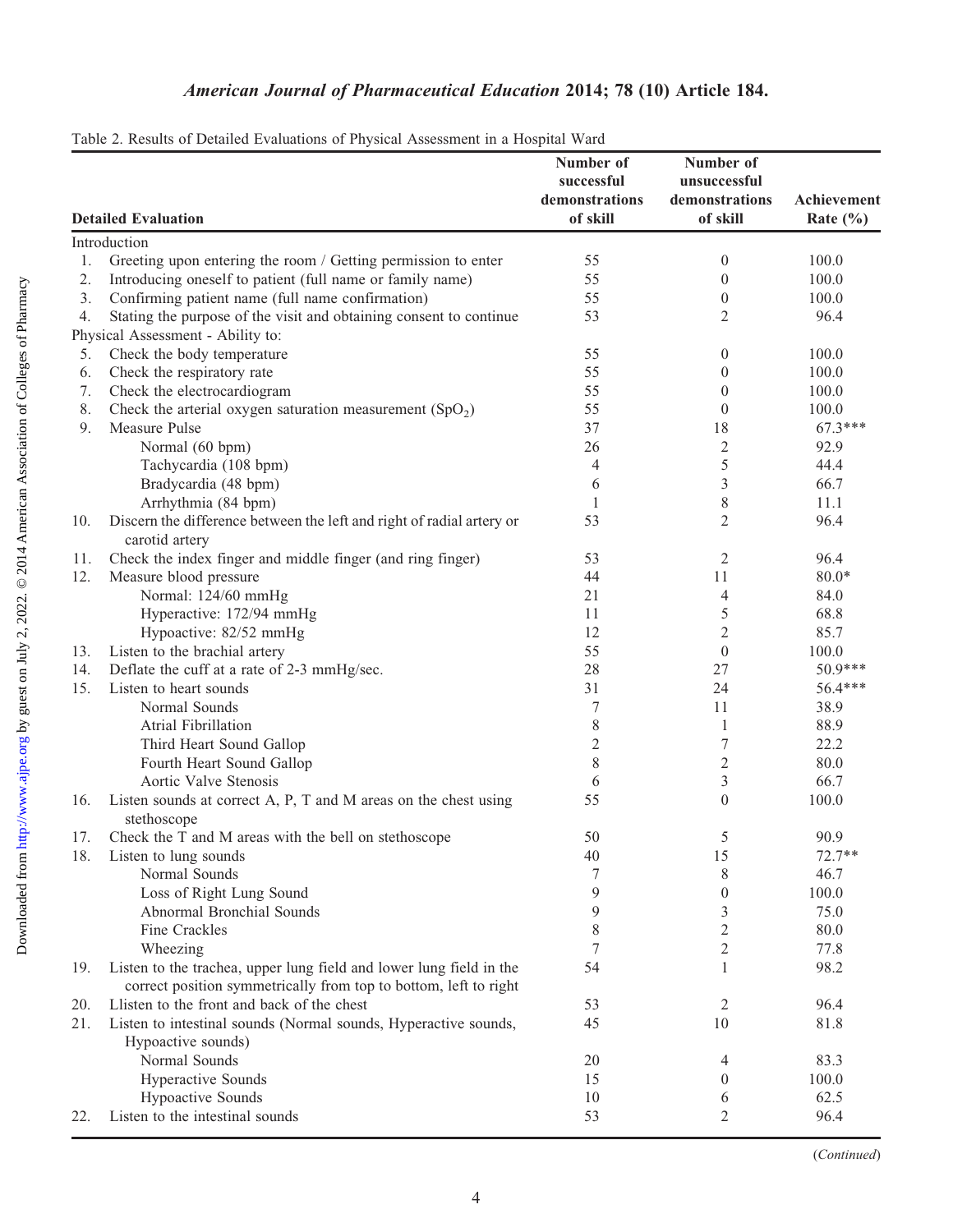Table 2. Results of Detailed Evaluations of Physical Assessment in a Hospital Ward

| Detailed Evaluation | Number of successful demonstrations of skill | Number of unsuccessful demonstrations of skill | Achievement Rate (%) |
|---|---|---|---|
| Introduction | | | |
| 1. Greeting upon entering the room / Getting permission to enter | 55 | 0 | 100.0 |
| 2. Introducing oneself to patient (full name or family name) | 55 | 0 | 100.0 |
| 3. Confirming patient name (full name confirmation) | 55 | 0 | 100.0 |
| 4. Stating the purpose of the visit and obtaining consent to continue | 53 | 2 | 96.4 |
| Physical Assessment - Ability to: | | | |
| 5. Check the body temperature | 55 | 0 | 100.0 |
| 6. Check the respiratory rate | 55 | 0 | 100.0 |
| 7. Check the electrocardiogram | 55 | 0 | 100.0 |
| 8. Check the arterial oxygen saturation measurement ($SpO_2$) | 55 | 0 | 100.0 |
| 9. Measure Pulse | 37 | 18 | 67.3*** |
| Normal (60 bpm) | 26 | 2 | 92.9 |
| Tachycardia (108 bpm) | 4 | 5 | 44.4 |
| Bradycardia (48 bpm) | 6 | 3 | 66.7 |
| Arrhythmia (84 bpm) | 1 | 8 | 11.1 |
| 10. Discern the difference between the left and right of radial artery or carotid artery | 53 | 2 | 96.4 |
| 11. Check the index finger and middle finger (and ring finger) | 53 | 2 | 96.4 |
| 12. Measure blood pressure | 44 | 11 | 80.0* |
| Normal: 124/60 mmHg | 21 | 4 | 84.0 |
| Hyperactive: 172/94 mmHg | 11 | 5 | 68.8 |
| Hypoactive: 82/52 mmHg | 12 | 2 | 85.7 |
| 13. Listen to the brachial artery | 55 | 0 | 100.0 |
| 14. Deflate the cuff at a rate of 2-3 mmHg/sec. | 28 | 27 | 50.9*** |
| 15. Listen to heart sounds | 31 | 24 | 56.4*** |
| Normal Sounds | 7 | 11 | 38.9 |
| Atrial Fibrillation | 8 | 1 | 88.9 |
| Third Heart Sound Gallop | 2 | 7 | 22.2 |
| Fourth Heart Sound Gallop | 8 | 2 | 80.0 |
| Aortic Valve Stenosis | 6 | 3 | 66.7 |
| 16. Listen sounds at correct A, P, T and M areas on the chest using stethoscope | 55 | 0 | 100.0 |
| 17. Check the T and M areas with the bell on stethoscope | 50 | 5 | 90.9 |
| 18. Listen to lung sounds | 40 | 15 | 72.7** |
| Normal Sounds | 7 | 8 | 46.7 |
| Loss of Right Lung Sound | 9 | 0 | 100.0 |
| Abnormal Bronchial Sounds | 9 | 3 | 75.0 |
| Fine Crackles | 8 | 2 | 80.0 |
| Wheezing | 7 | 2 | 77.8 |
| 19. Listen to the trachea, upper lung field and lower lung field in the correct position symmetrically from top to bottom, left to right | 54 | 1 | 98.2 |
| 20. Llisten to the front and back of the chest | 53 | 2 | 96.4 |
| 21. Listen to intestinal sounds (Normal sounds, Hyperactive sounds, Hypoactive sounds) | 45 | 10 | 81.8 |
| Normal Sounds | 20 | 4 | 83.3 |
| Hyperactive Sounds | 15 | 0 | 100.0 |
| Hypoactive Sounds | 10 | 6 | 62.5 |
| 22. Listen to the intestinal sounds | 53 | 2 | 96.4 |

(*Continued*)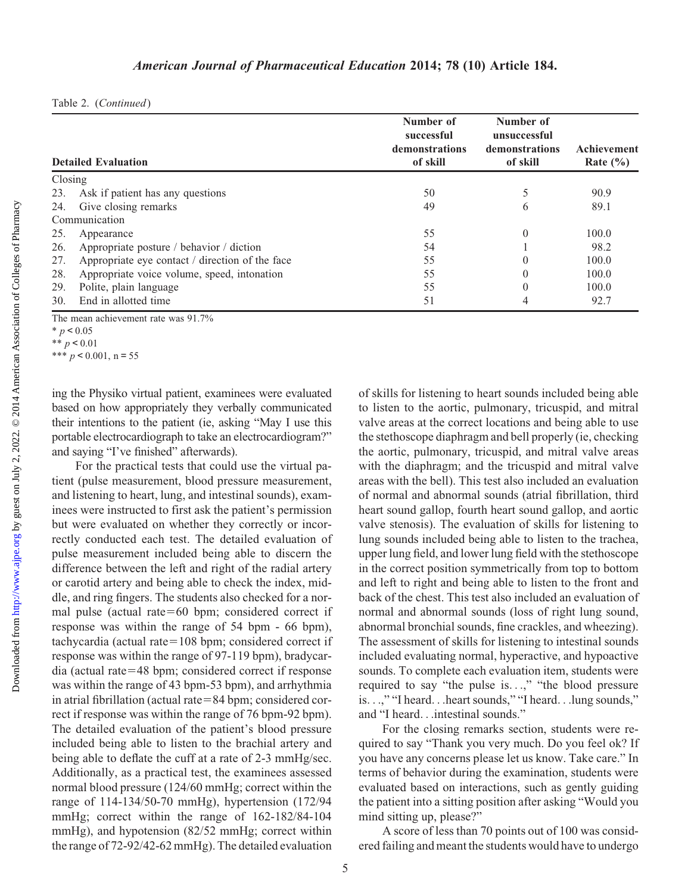Table 2. (*Continued*)

| Detailed Evaluation | Number of successful demonstrations of skill | Number of unsuccessful demonstrations of skill | Achievement Rate (%) |
|---|---|---|---|
| Closing | | | |
| 23. Ask if patient has any questions | 50 | 5 | 90.9 |
| 24. Give closing remarks | 49 | 6 | 89.1 |
| Communication | | | |
| 25. Appearance | 55 | 0 | 100.0 |
| 26. Appropriate posture / behavior / diction | 54 | 1 | 98.2 |
| 27. Appropriate eye contact / direction of the face | 55 | 0 | 100.0 |
| 28. Appropriate voice volume, speed, intonation | 55 | 0 | 100.0 |
| 29. Polite, plain language | 55 | 0 | 100.0 |
| 30. End in allotted time | 51 | 4 | 92.7 |

The mean achievement rate was 91.7%

\* $p < 0.05$

\*\* $p < 0.01$

\*\*\* $p < 0.001$, n = 55

ing the Physiko virtual patient, examinees were evaluated based on how appropriately they verbally communicated their intentions to the patient (ie, asking "May I use this portable electrocardiograph to take an electrocardiogram?" and saying "I've finished" afterwards).

For the practical tests that could use the virtual patient (pulse measurement, blood pressure measurement, and listening to heart, lung, and intestinal sounds), examinees were instructed to first ask the patient's permission but were evaluated on whether they correctly or incorrectly conducted each test. The detailed evaluation of pulse measurement included being able to discern the difference between the left and right of the radial artery or carotid artery and being able to check the index, middle, and ring fingers. The students also checked for a normal pulse (actual rate=60 bpm; considered correct if response was within the range of 54 bpm - 66 bpm), tachycardia (actual rate=108 bpm; considered correct if response was within the range of 97-119 bpm), bradycardia (actual rate=48 bpm; considered correct if response was within the range of 43 bpm-53 bpm), and arrhythmia in atrial fibrillation (actual rate=84 bpm; considered correct if response was within the range of 76 bpm-92 bpm). The detailed evaluation of the patient's blood pressure included being able to listen to the brachial artery and being able to deflate the cuff at a rate of 2-3 mmHg/sec. Additionally, as a practical test, the examinees assessed normal blood pressure (124/60 mmHg; correct within the range of 114-134/50-70 mmHg), hypertension (172/94 mmHg; correct within the range of 162-182/84-104 mmHg), and hypotension (82/52 mmHg; correct within the range of 72-92/42-62 mmHg). The detailed evaluation of skills for listening to heart sounds included being able to listen to the aortic, pulmonary, tricuspid, and mitral valve areas at the correct locations and being able to use the stethoscope diaphragm and bell properly (ie, checking the aortic, pulmonary, tricuspid, and mitral valve areas with the diaphragm; and the tricuspid and mitral valve areas with the bell). This test also included an evaluation of normal and abnormal sounds (atrial fibrillation, third heart sound gallop, fourth heart sound gallop, and aortic valve stenosis). The evaluation of skills for listening to lung sounds included being able to listen to the trachea, upper lung field, and lower lung field with the stethoscope in the correct position symmetrically from top to bottom and left to right and being able to listen to the front and back of the chest. This test also included an evaluation of normal and abnormal sounds (loss of right lung sound, abnormal bronchial sounds, fine crackles, and wheezing). The assessment of skills for listening to intestinal sounds included evaluating normal, hyperactive, and hypoactive sounds. To complete each evaluation item, students were required to say "the pulse is...," "the blood pressure is...," "I heard...heart sounds," "I heard...lung sounds," and "I heard...intestinal sounds."

For the closing remarks section, students were required to say "Thank you very much. Do you feel ok? If you have any concerns please let us know. Take care." In terms of behavior during the examination, students were evaluated based on interactions, such as gently guiding the patient into a sitting position after asking "Would you mind sitting up, please?"

A score of less than 70 points out of 100 was considered failing and meant the students would have to undergo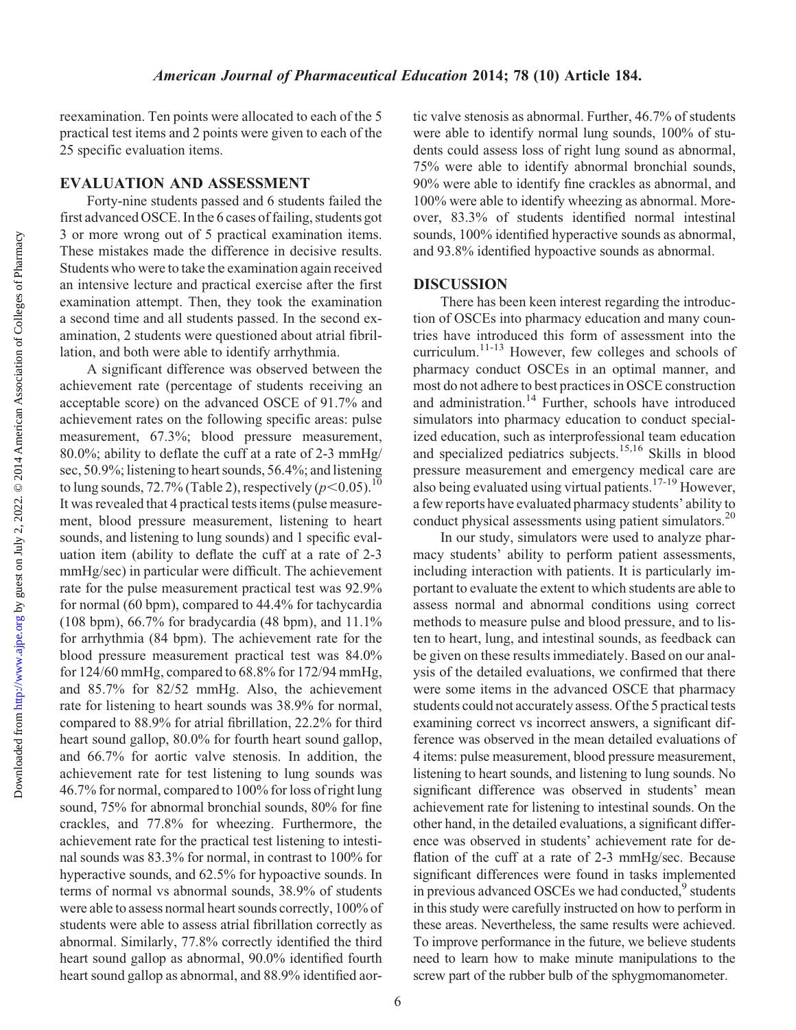reexamination. Ten points were allocated to each of the 5 practical test items and 2 points were given to each of the 25 specific evaluation items.

## EVALUATION AND ASSESSMENT

Forty-nine students passed and 6 students failed the first advanced OSCE. In the 6 cases of failing, students got 3 or more wrong out of 5 practical examination items. These mistakes made the difference in decisive results. Students who were to take the examination again received an intensive lecture and practical exercise after the first examination attempt. Then, they took the examination a second time and all students passed. In the second examination, 2 students were questioned about atrial fibrillation, and both were able to identify arrhythmia.

A significant difference was observed between the achievement rate (percentage of students receiving an acceptable score) on the advanced OSCE of 91.7% and achievement rates on the following specific areas: pulse measurement, 67.3%; blood pressure measurement, 80.0%; ability to deflate the cuff at a rate of 2-3 mmHg/sec, 50.9%; listening to heart sounds, 56.4%; and listening to lung sounds, 72.7% (Table 2), respectively ($p<0.05$).[10] It was revealed that 4 practical tests items (pulse measurement, blood pressure measurement, listening to heart sounds, and listening to lung sounds) and 1 specific evaluation item (ability to deflate the cuff at a rate of 2-3 mmHg/sec) in particular were difficult. The achievement rate for the pulse measurement practical test was 92.9% for normal (60 bpm), compared to 44.4% for tachycardia (108 bpm), 66.7% for bradycardia (48 bpm), and 11.1% for arrhythmia (84 bpm). The achievement rate for the blood pressure measurement practical test was 84.0% for 124/60 mmHg, compared to 68.8% for 172/94 mmHg, and 85.7% for 82/52 mmHg. Also, the achievement rate for listening to heart sounds was 38.9% for normal, compared to 88.9% for atrial fibrillation, 22.2% for third heart sound gallop, 80.0% for fourth heart sound gallop, and 66.7% for aortic valve stenosis. In addition, the achievement rate for test listening to lung sounds was 46.7% for normal, compared to 100% for loss of right lung sound, 75% for abnormal bronchial sounds, 80% for fine crackles, and 77.8% for wheezing. Furthermore, the achievement rate for the practical test listening to intestinal sounds was 83.3% for normal, in contrast to 100% for hyperactive sounds, and 62.5% for hypoactive sounds. In terms of normal vs abnormal sounds, 38.9% of students were able to assess normal heart sounds correctly, 100% of students were able to assess atrial fibrillation correctly as abnormal. Similarly, 77.8% correctly identified the third heart sound gallop as abnormal, 90.0% identified fourth heart sound gallop as abnormal, and 88.9% identified aortic valve stenosis as abnormal. Further, 46.7% of students were able to identify normal lung sounds, 100% of students could assess loss of right lung sound as abnormal, 75% were able to identify abnormal bronchial sounds, 90% were able to identify fine crackles as abnormal, and 100% were able to identify wheezing as abnormal. Moreover, 83.3% of students identified normal intestinal sounds, 100% identified hyperactive sounds as abnormal, and 93.8% identified hypoactive sounds as abnormal.

## DISCUSSION

There has been keen interest regarding the introduction of OSCEs into pharmacy education and many countries have introduced this form of assessment into the curriculum.[11-13] However, few colleges and schools of pharmacy conduct OSCEs in an optimal manner, and most do not adhere to best practices in OSCE construction and administration.[14] Further, schools have introduced simulators into pharmacy education to conduct specialized education, such as interprofessional team education and specialized pediatrics subjects.[15,16] Skills in blood pressure measurement and emergency medical care are also being evaluated using virtual patients.[17-19] However, a few reports have evaluated pharmacy students' ability to conduct physical assessments using patient simulators.[20]

In our study, simulators were used to analyze pharmacy students' ability to perform patient assessments, including interaction with patients. It is particularly important to evaluate the extent to which students are able to assess normal and abnormal conditions using correct methods to measure pulse and blood pressure, and to listen to heart, lung, and intestinal sounds, as feedback can be given on these results immediately. Based on our analysis of the detailed evaluations, we confirmed that there were some items in the advanced OSCE that pharmacy students could not accurately assess. Of the 5 practical tests examining correct vs incorrect answers, a significant difference was observed in the mean detailed evaluations of 4 items: pulse measurement, blood pressure measurement, listening to heart sounds, and listening to lung sounds. No significant difference was observed in students' mean achievement rate for listening to intestinal sounds. On the other hand, in the detailed evaluations, a significant difference was observed in students' achievement rate for deflation of the cuff at a rate of 2-3 mmHg/sec. Because significant differences were found in tasks implemented in previous advanced OSCEs we had conducted,[9] students in this study were carefully instructed on how to perform in these areas. Nevertheless, the same results were achieved. To improve performance in the future, we believe students need to learn how to make minute manipulations to the screw part of the rubber bulb of the sphygmomanometer.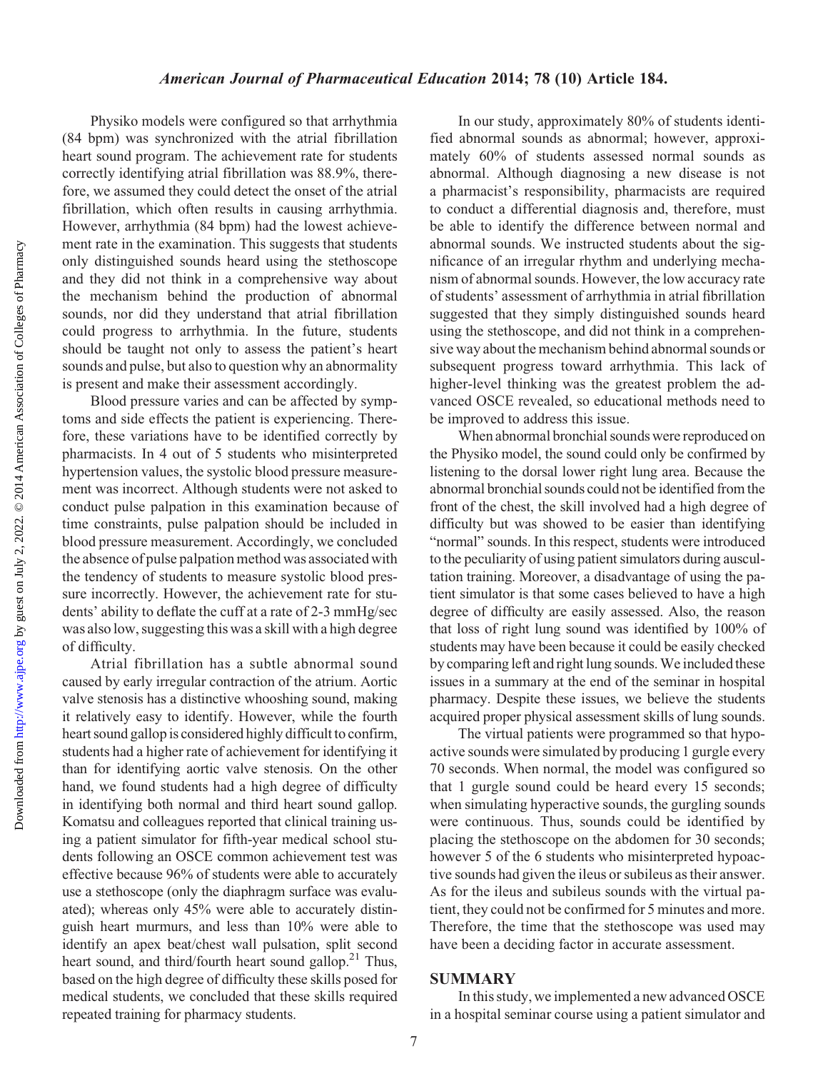Physiko models were configured so that arrhythmia (84 bpm) was synchronized with the atrial fibrillation heart sound program. The achievement rate for students correctly identifying atrial fibrillation was 88.9%, therefore, we assumed they could detect the onset of the atrial fibrillation, which often results in causing arrhythmia. However, arrhythmia (84 bpm) had the lowest achievement rate in the examination. This suggests that students only distinguished sounds heard using the stethoscope and they did not think in a comprehensive way about the mechanism behind the production of abnormal sounds, nor did they understand that atrial fibrillation could progress to arrhythmia. In the future, students should be taught not only to assess the patient's heart sounds and pulse, but also to question why an abnormality is present and make their assessment accordingly.

Blood pressure varies and can be affected by symptoms and side effects the patient is experiencing. Therefore, these variations have to be identified correctly by pharmacists. In 4 out of 5 students who misinterpreted hypertension values, the systolic blood pressure measurement was incorrect. Although students were not asked to conduct pulse palpation in this examination because of time constraints, pulse palpation should be included in blood pressure measurement. Accordingly, we concluded the absence of pulse palpation method was associated with the tendency of students to measure systolic blood pressure incorrectly. However, the achievement rate for students' ability to deflate the cuff at a rate of 2-3 mmHg/sec was also low, suggesting this was a skill with a high degree of difficulty.

Atrial fibrillation has a subtle abnormal sound caused by early irregular contraction of the atrium. Aortic valve stenosis has a distinctive whooshing sound, making it relatively easy to identify. However, while the fourth heart sound gallop is considered highly difficult to confirm, students had a higher rate of achievement for identifying it than for identifying aortic valve stenosis. On the other hand, we found students had a high degree of difficulty in identifying both normal and third heart sound gallop. Komatsu and colleagues reported that clinical training using a patient simulator for fifth-year medical school students following an OSCE common achievement test was effective because 96% of students were able to accurately use a stethoscope (only the diaphragm surface was evaluated); whereas only 45% were able to accurately distinguish heart murmurs, and less than 10% were able to identify an apex beat/chest wall pulsation, split second heart sound, and third/fourth heart sound gallop.[21] Thus, based on the high degree of difficulty these skills posed for medical students, we concluded that these skills required repeated training for pharmacy students.

In our study, approximately 80% of students identified abnormal sounds as abnormal; however, approximately 60% of students assessed normal sounds as abnormal. Although diagnosing a new disease is not a pharmacist's responsibility, pharmacists are required to conduct a differential diagnosis and, therefore, must be able to identify the difference between normal and abnormal sounds. We instructed students about the significance of an irregular rhythm and underlying mechanism of abnormal sounds. However, the low accuracy rate of students' assessment of arrhythmia in atrial fibrillation suggested that they simply distinguished sounds heard using the stethoscope, and did not think in a comprehensive way about the mechanism behind abnormal sounds or subsequent progress toward arrhythmia. This lack of higher-level thinking was the greatest problem the advanced OSCE revealed, so educational methods need to be improved to address this issue.

When abnormal bronchial sounds were reproduced on the Physiko model, the sound could only be confirmed by listening to the dorsal lower right lung area. Because the abnormal bronchial sounds could not be identified from the front of the chest, the skill involved had a high degree of difficulty but was showed to be easier than identifying "normal" sounds. In this respect, students were introduced to the peculiarity of using patient simulators during auscultation training. Moreover, a disadvantage of using the patient simulator is that some cases believed to have a high degree of difficulty are easily assessed. Also, the reason that loss of right lung sound was identified by 100% of students may have been because it could be easily checked by comparing left and right lung sounds. We included these issues in a summary at the end of the seminar in hospital pharmacy. Despite these issues, we believe the students acquired proper physical assessment skills of lung sounds.

The virtual patients were programmed so that hypoactive sounds were simulated by producing 1 gurgle every 70 seconds. When normal, the model was configured so that 1 gurgle sound could be heard every 15 seconds; when simulating hyperactive sounds, the gurgling sounds were continuous. Thus, sounds could be identified by placing the stethoscope on the abdomen for 30 seconds; however 5 of the 6 students who misinterpreted hypoactive sounds had given the ileus or subileus as their answer. As for the ileus and subileus sounds with the virtual patient, they could not be confirmed for 5 minutes and more. Therefore, the time that the stethoscope was used may have been a deciding factor in accurate assessment.

## SUMMARY

In this study, we implemented a new advanced OSCE in a hospital seminar course using a patient simulator and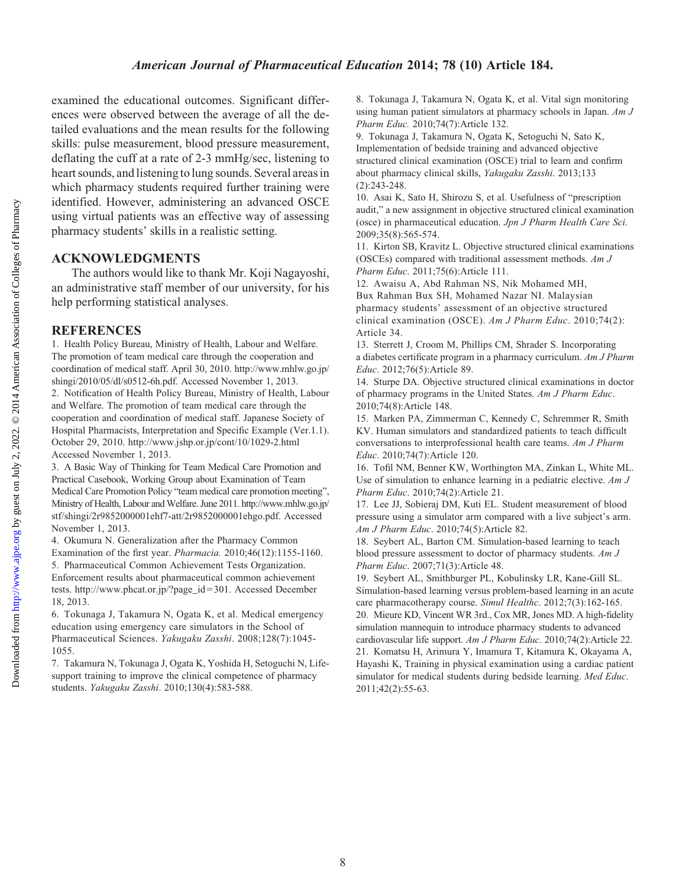examined the educational outcomes. Significant differences were observed between the average of all the detailed evaluations and the mean results for the following skills: pulse measurement, blood pressure measurement, deflating the cuff at a rate of 2-3 mmHg/sec, listening to heart sounds, and listening to lung sounds. Several areas in which pharmacy students required further training were identified. However, administering an advanced OSCE using virtual patients was an effective way of assessing pharmacy students' skills in a realistic setting.

## ACKNOWLEDGMENTS

The authors would like to thank Mr. Koji Nagayoshi, an administrative staff member of our university, for his help performing statistical analyses.

## REFERENCES

1. Health Policy Bureau, Ministry of Health, Labour and Welfare. The promotion of team medical care through the cooperation and coordination of medical staff. April 30, 2010. http://www.mhlw.go.jp/shingi/2010/05/dl/s0512-6h.pdf. Accessed November 1, 2013.
2. Notification of Health Policy Bureau, Ministry of Health, Labour and Welfare. The promotion of team medical care through the cooperation and coordination of medical staff. Japanese Society of Hospital Pharmacists, Interpretation and Specific Example (Ver.1.1). October 29, 2010. http://www.jshp.or.jp/cont/10/1029-2.html Accessed November 1, 2013.
3. A Basic Way of Thinking for Team Medical Care Promotion and Practical Casebook, Working Group about Examination of Team Medical Care Promotion Policy "team medical care promotion meeting", Ministry of Health, Labour and Welfare. June 2011. http://www.mhlw.go.jp/stf/shingi/2r9852000001ehf7-att/2r9852000001ehgo.pdf. Accessed November 1, 2013.
4. Okumura N. Generalization after the Pharmacy Common Examination of the first year. *Pharmacia.* 2010;46(12):1155-1160.
5. Pharmaceutical Common Achievement Tests Organization. Enforcement results about pharmaceutical common achievement tests. http://www.phcat.or.jp/?page_id=301. Accessed December 18, 2013.
6. Tokunaga J, Takamura N, Ogata K, et al. Medical emergency education using emergency care simulators in the School of Pharmaceutical Sciences. *Yakugaku Zasshi*. 2008;128(7):1045-1055.
7. Takamura N, Tokunaga J, Ogata K, Yoshida H, Setoguchi N, Life-support training to improve the clinical competence of pharmacy students. *Yakugaku Zasshi*. 2010;130(4):583-588.
8. Tokunaga J, Takamura N, Ogata K, et al. Vital sign monitoring using human patient simulators at pharmacy schools in Japan. *Am J Pharm Educ.* 2010;74(7):Article 132.
9. Tokunaga J, Takamura N, Ogata K, Setoguchi N, Sato K, Implementation of bedside training and advanced objective structured clinical examination (OSCE) trial to learn and confirm about pharmacy clinical skills, *Yakugaku Zasshi*. 2013;133(2):243-248.
10. Asai K, Sato H, Shirozu S, et al. Usefulness of "prescription audit," a new assignment in objective structured clinical examination (osce) in pharmaceutical education. *Jpn J Pharm Health Care Sci.* 2009;35(8):565-574.
11. Kirton SB, Kravitz L. Objective structured clinical examinations (OSCEs) compared with traditional assessment methods. *Am J Pharm Educ*. 2011;75(6):Article 111.
12. Awaisu A, Abd Rahman NS, Nik Mohamed MH, Bux Rahman Bux SH, Mohamed Nazar NI. Malaysian pharmacy students' assessment of an objective structured clinical examination (OSCE). *Am J Pharm Educ*. 2010;74(2): Article 34.
13. Sterrett J, Croom M, Phillips CM, Shrader S. Incorporating a diabetes certificate program in a pharmacy curriculum. *Am J Pharm Educ*. 2012;76(5):Article 89.
14. Sturpe DA. Objective structured clinical examinations in doctor of pharmacy programs in the United States. *Am J Pharm Educ*. 2010;74(8):Article 148.
15. Marken PA, Zimmerman C, Kennedy C, Schremmer R, Smith KV. Human simulators and standardized patients to teach difficult conversations to interprofessional health care teams. *Am J Pharm Educ*. 2010;74(7):Article 120.
16. Tofil NM, Benner KW, Worthington MA, Zinkan L, White ML. Use of simulation to enhance learning in a pediatric elective. *Am J Pharm Educ*. 2010;74(2):Article 21.
17. Lee JJ, Sobieraj DM, Kuti EL. Student measurement of blood pressure using a simulator arm compared with a live subject's arm. *Am J Pharm Educ*. 2010;74(5):Article 82.
18. Seybert AL, Barton CM. Simulation-based learning to teach blood pressure assessment to doctor of pharmacy students. *Am J Pharm Educ*. 2007;71(3):Article 48.
19. Seybert AL, Smithburger PL, Kobulinsky LR, Kane-Gill SL. Simulation-based learning versus problem-based learning in an acute care pharmacotherapy course. *Simul Healthc*. 2012;7(3):162-165.
20. Mieure KD, Vincent WR 3rd., Cox MR, Jones MD. A high-fidelity simulation mannequin to introduce pharmacy students to advanced cardiovascular life support. *Am J Pharm Educ*. 2010;74(2):Article 22.
21. Komatsu H, Arimura Y, Imamura T, Kitamura K, Okayama A, Hayashi K, Training in physical examination using a cardiac patient simulator for medical students during bedside learning. *Med Educ*. 2011;42(2):55-63.